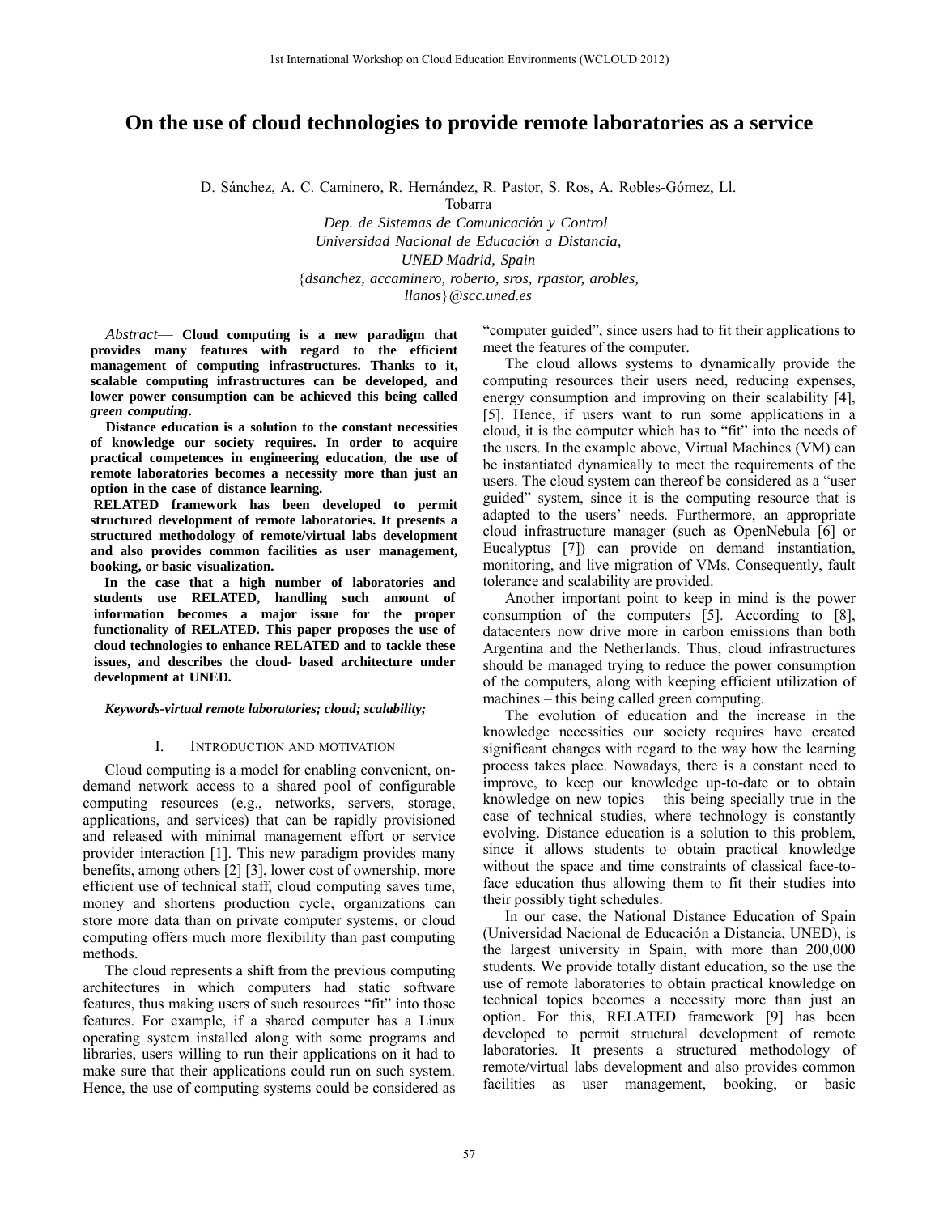# On the use of cloud technologies to provide remote laboratories as a service

D. Sánchez, A. C. Caminero, R. Hernández, R. Pastor, S. Ros, A. Robles-Gómez, Ll. Tobarra

*Dep. de Sistemas de Comunicación y Control*
*Universidad Nacional de Educación a Distancia,*
*UNED Madrid, Spain*
{*dsanchez, accaminero, roberto, sros, rpastor, arobles, llanos*}*@scc.uned.es*

*Abstract*— **Cloud computing is a new paradigm that provides many features with regard to the efficient management of computing infrastructures. Thanks to it, scalable computing infrastructures can be developed, and lower power consumption can be achieved this being called *green computing*.**

**Distance education is a solution to the constant necessities of knowledge our society requires. In order to acquire practical competences in engineering education, the use of remote laboratories becomes a necessity more than just an option in the case of distance learning.**

**RELATED framework has been developed to permit structured development of remote laboratories. It presents a structured methodology of remote/virtual labs development and also provides common facilities as user management, booking, or basic visualization.**

**In the case that a high number of laboratories and students use RELATED, handling such amount of information becomes a major issue for the proper functionality of RELATED. This paper proposes the use of cloud technologies to enhance RELATED and to tackle these issues, and describes the cloud- based architecture under development at UNED.**

***Keywords-virtual remote laboratories; cloud; scalability;***

## I. Introduction and motivation

Cloud computing is a model for enabling convenient, on-demand network access to a shared pool of configurable computing resources (e.g., networks, servers, storage, applications, and services) that can be rapidly provisioned and released with minimal management effort or service provider interaction [1]. This new paradigm provides many benefits, among others [2] [3], lower cost of ownership, more efficient use of technical staff, cloud computing saves time, money and shortens production cycle, organizations can store more data than on private computer systems, or cloud computing offers much more flexibility than past computing methods.

The cloud represents a shift from the previous computing architectures in which computers had static software features, thus making users of such resources "fit" into those features. For example, if a shared computer has a Linux operating system installed along with some programs and libraries, users willing to run their applications on it had to make sure that their applications could run on such system. Hence, the use of computing systems could be considered as "computer guided", since users had to fit their applications to meet the features of the computer.

The cloud allows systems to dynamically provide the computing resources their users need, reducing expenses, energy consumption and improving on their scalability [4], [5]. Hence, if users want to run some applications in a cloud, it is the computer which has to "fit" into the needs of the users. In the example above, Virtual Machines (VM) can be instantiated dynamically to meet the requirements of the users. The cloud system can thereof be considered as a "user guided" system, since it is the computing resource that is adapted to the users' needs. Furthermore, an appropriate cloud infrastructure manager (such as OpenNebula [6] or Eucalyptus [7]) can provide on demand instantiation, monitoring, and live migration of VMs. Consequently, fault tolerance and scalability are provided.

Another important point to keep in mind is the power consumption of the computers [5]. According to [8], datacenters now drive more in carbon emissions than both Argentina and the Netherlands. Thus, cloud infrastructures should be managed trying to reduce the power consumption of the computers, along with keeping efficient utilization of machines – this being called green computing.

The evolution of education and the increase in the knowledge necessities our society requires have created significant changes with regard to the way how the learning process takes place. Nowadays, there is a constant need to improve, to keep our knowledge up-to-date or to obtain knowledge on new topics – this being specially true in the case of technical studies, where technology is constantly evolving. Distance education is a solution to this problem, since it allows students to obtain practical knowledge without the space and time constraints of classical face-to-face education thus allowing them to fit their studies into their possibly tight schedules.

In our case, the National Distance Education of Spain (Universidad Nacional de Educación a Distancia, UNED), is the largest university in Spain, with more than 200,000 students. We provide totally distant education, so the use the use of remote laboratories to obtain practical knowledge on technical topics becomes a necessity more than just an option. For this, RELATED framework [9] has been developed to permit structural development of remote laboratories. It presents a structured methodology of remote/virtual labs development and also provides common facilities as user management, booking, or basic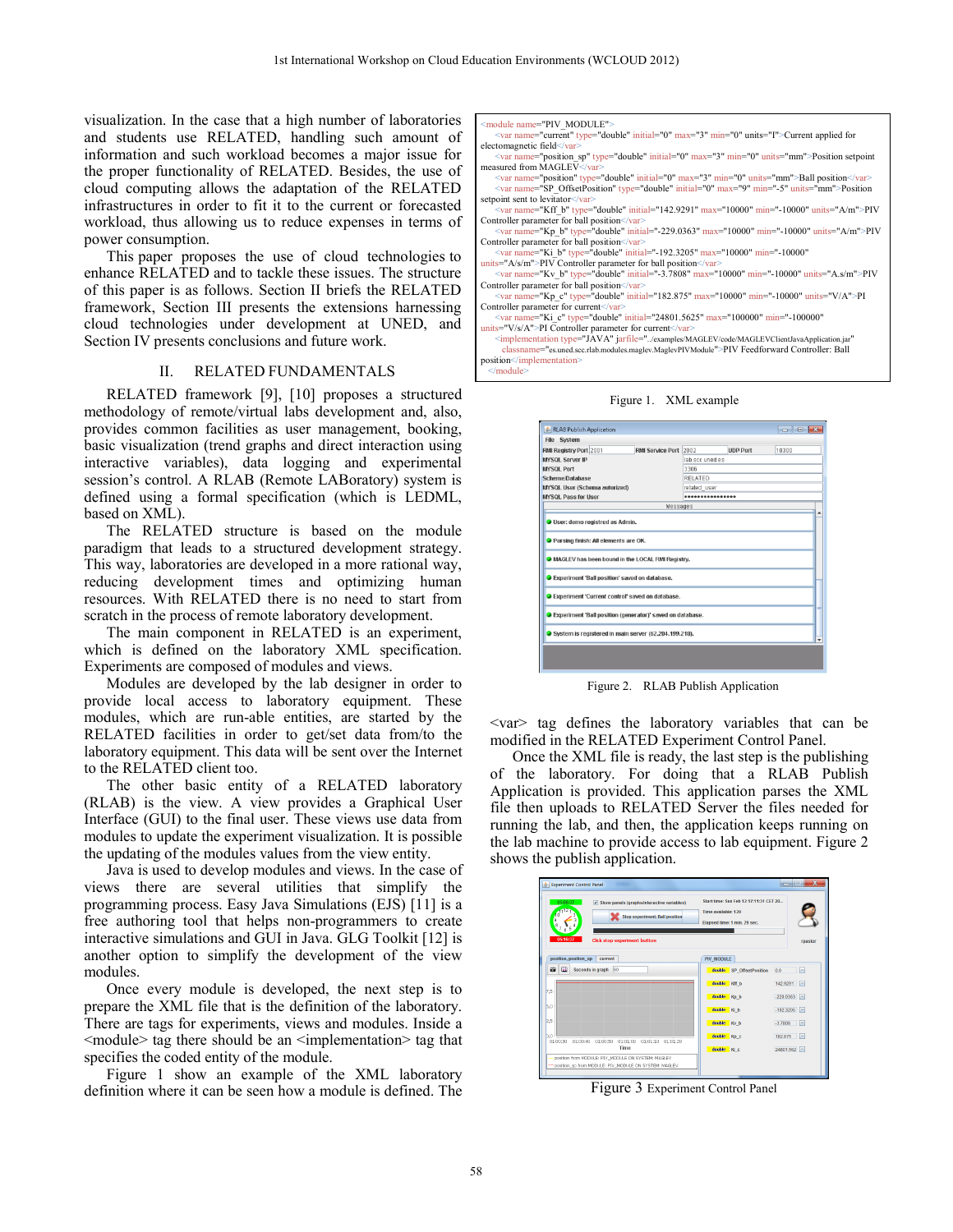visualization. In the case that a high number of laboratories and students use RELATED, handling such amount of information and such workload becomes a major issue for the proper functionality of RELATED. Besides, the use of cloud computing allows the adaptation of the RELATED infrastructures in order to fit it to the current or forecasted workload, thus allowing us to reduce expenses in terms of power consumption.

This paper proposes the use of cloud technologies to enhance RELATED and to tackle these issues. The structure of this paper is as follows. Section II briefs the RELATED framework, Section III presents the extensions harnessing cloud technologies under development at UNED, and Section IV presents conclusions and future work.

## II. RELATED FUNDAMENTALS

RELATED framework [9], [10] proposes a structured methodology of remote/virtual labs development and, also, provides common facilities as user management, booking, basic visualization (trend graphs and direct interaction using interactive variables), data logging and experimental session's control. A RLAB (Remote LABoratory) system is defined using a formal specification (which is LEDML, based on XML).

The RELATED structure is based on the module paradigm that leads to a structured development strategy. This way, laboratories are developed in a more rational way, reducing development times and optimizing human resources. With RELATED there is no need to start from scratch in the process of remote laboratory development.

The main component in RELATED is an experiment, which is defined on the laboratory XML specification. Experiments are composed of modules and views.

Modules are developed by the lab designer in order to provide local access to laboratory equipment. These modules, which are run-able entities, are started by the RELATED facilities in order to get/set data from/to the laboratory equipment. This data will be sent over the Internet to the RELATED client too.

The other basic entity of a RELATED laboratory (RLAB) is the view. A view provides a Graphical User Interface (GUI) to the final user. These views use data from modules to update the experiment visualization. It is possible the updating of the modules values from the view entity.

Java is used to develop modules and views. In the case of views there are several utilities that simplify the programming process. Easy Java Simulations (EJS) [11] is a free authoring tool that helps non-programmers to create interactive simulations and GUI in Java. GLG Toolkit [12] is another option to simplify the development of the view modules.

Once every module is developed, the next step is to prepare the XML file that is the definition of the laboratory. There are tags for experiments, views and modules. Inside a <module> tag there should be an <implementation> tag that specifies the coded entity of the module.

Figure 1 show an example of the XML laboratory definition where it can be seen how a module is defined. The

```
<module name="PIV_MODULE">
   <var name="current" type="double" initial="0" max="3" min="0" units="I">Current applied for electomagnetic field</var>
   <var name="position_sp" type="double" initial="0" max="3" min="0" units="mm">Position setpoint measured from MAGLEV</var>
   <var name="position" type="double" initial="0" max="3" min="0" units="mm">Ball position</var>
   <var name="SP_OffsetPosition" type="double" initial="0" max="9" min="-5" units="mm">Position setpoint sent to levitator</var>
   <var name="Kff_b" type="double" initial="142.9291" max="10000" min="-10000" units="A/m">PIV Controller parameter for ball position</var>
   <var name="Kp_b" type="double" initial="-229.0363" max="10000" min="-10000" units="A/m">PIV Controller parameter for ball position</var>
   <var name="Ki_b" type="double" initial="-192.3205" max="10000" min="-10000" units="A/s/m">PIV Controller parameter for ball position</var>
   <var name="Kv_b" type="double" initial="-3.7808" max="10000" min="-10000" units="A.s/m">PIV Controller parameter for ball position</var>
   <var name="Kp_c" type="double" initial="182.875" max="10000" min="-10000" units="V/A">PI Controller parameter for current</var>
   <var name="Ki_c" type="double" initial="24801.5625" max="100000" min="-100000" units="V/s/A">PI Controller parameter for current</var>
   <implementation type="JAVA" jarfile="../examples/MAGLEV/code/MAGLEVClientJavaApplication.jar" classname="es.uned.scc.rlab.modules.maglev.MaglevPIVModule">PIV Feedforward Controller: Ball position</implementation>
</module>
```

Figure 1. XML example

Figure 2. RLAB Publish Application

<var> tag defines the laboratory variables that can be modified in the RELATED Experiment Control Panel.

Once the XML file is ready, the last step is the publishing of the laboratory. For doing that a RLAB Publish Application is provided. This application parses the XML file then uploads to RELATED Server the files needed for running the lab, and then, the application keeps running on the lab machine to provide access to lab equipment. Figure 2 shows the publish application.

Figure 3 Experiment Control Panel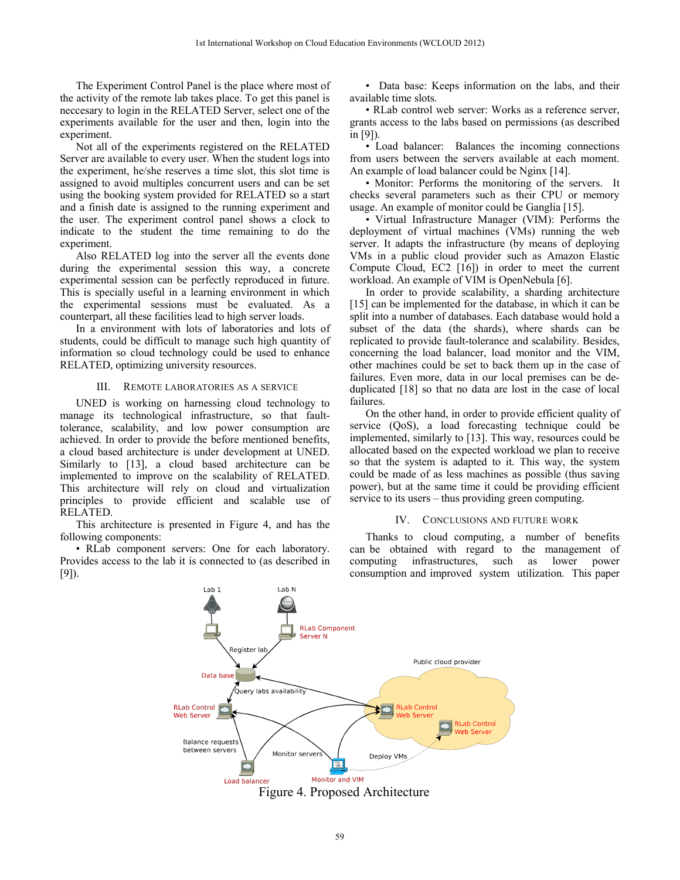The Experiment Control Panel is the place where most of the activity of the remote lab takes place. To get this panel is neccesary to login in the RELATED Server, select one of the experiments available for the user and then, login into the experiment.

Not all of the experiments registered on the RELATED Server are available to every user. When the student logs into the experiment, he/she reserves a time slot, this slot time is assigned to avoid multiples concurrent users and can be set using the booking system provided for RELATED so a start and a finish date is assigned to the running experiment and the user. The experiment control panel shows a clock to indicate to the student the time remaining to do the experiment.

Also RELATED log into the server all the events done during the experimental session this way, a concrete experimental session can be perfectly reproduced in future. This is specially useful in a learning environment in which the experimental sessions must be evaluated. As a counterpart, all these facilities lead to high server loads.

In a environment with lots of laboratories and lots of students, could be difficult to manage such high quantity of information so cloud technology could be used to enhance RELATED, optimizing university resources.

## III. Remote Laboratories as a Service

UNED is working on harnessing cloud technology to manage its technological infrastructure, so that fault-tolerance, scalability, and low power consumption are achieved. In order to provide the before mentioned benefits, a cloud based architecture is under development at UNED. Similarly to [13], a cloud based architecture can be implemented to improve on the scalability of RELATED. This architecture will rely on cloud and virtualization principles to provide efficient and scalable use of RELATED.

This architecture is presented in Figure 4, and has the following components:

- RLab component servers: One for each laboratory. Provides access to the lab it is connected to (as described in [9]).
- Data base: Keeps information on the labs, and their available time slots.
- RLab control web server: Works as a reference server, grants access to the labs based on permissions (as described in [9]).
- Load balancer: Balances the incoming connections from users between the servers available at each moment. An example of load balancer could be Nginx [14].
- Monitor: Performs the monitoring of the servers. It checks several parameters such as their CPU or memory usage. An example of monitor could be Ganglia [15].
- Virtual Infrastructure Manager (VIM): Performs the deployment of virtual machines (VMs) running the web server. It adapts the infrastructure (by means of deploying VMs in a public cloud provider such as Amazon Elastic Compute Cloud, EC2 [16]) in order to meet the current workload. An example of VIM is OpenNebula [6].

In order to provide scalability, a sharding architecture [15] can be implemented for the database, in which it can be split into a number of databases. Each database would hold a subset of the data (the shards), where shards can be replicated to provide fault-tolerance and scalability. Besides, concerning the load balancer, load monitor and the VIM, other machines could be set to back them up in the case of failures. Even more, data in our local premises can be de-duplicated [18] so that no data are lost in the case of local failures.

On the other hand, in order to provide efficient quality of service (QoS), a load forecasting technique could be implemented, similarly to [13]. This way, resources could be allocated based on the expected workload we plan to receive so that the system is adapted to it. This way, the system could be made of as less machines as possible (thus saving power), but at the same time it could be providing efficient service to its users – thus providing green computing.

## IV. Conclusions and Future Work

Thanks to cloud computing, a number of benefits can be obtained with regard to the management of computing infrastructures, such as lower power consumption and improved system utilization. This paper

Figure 4. Proposed Architecture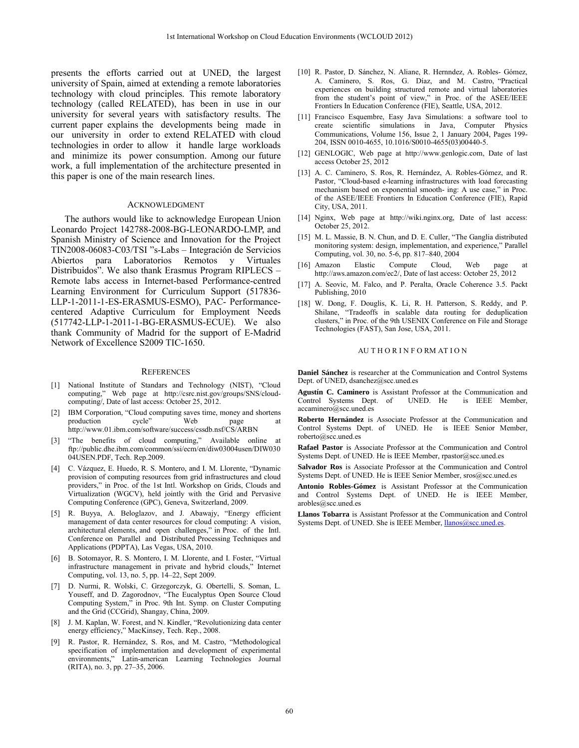presents the efforts carried out at UNED, the largest university of Spain, aimed at extending a remote laboratories technology with cloud principles. This remote laboratory technology (called RELATED), has been in use in our university for several years with satisfactory results. The current paper explains the developments being made in our university in order to extend RELATED with cloud technologies in order to allow it handle large workloads and minimize its power consumption. Among our future work, a full implementation of the architecture presented in this paper is one of the main research lines.

## ACKNOWLEDGMENT

The authors would like to acknowledge European Union Leonardo Project 142788-2008-BG-LEONARDO-LMP, and Spanish Ministry of Science and Innovation for the Project TIN2008-06083-C03/TSI "s-Labs – Integración de Servicios Abiertos para Laboratorios Remotos y Virtuales Distribuidos". We also thank Erasmus Program RIPLECS – Remote labs access in Internet-based Performance-centred Learning Environment for Curriculum Support (517836-LLP-1-2011-1-ES-ERASMUS-ESMO), PAC- Performance-centered Adaptive Curriculum for Employment Needs (517742-LLP-1-2011-1-BG-ERASMUS-ECUE). We also thank Community of Madrid for the support of E-Madrid Network of Excellence S2009 TIC-1650.

## REFERENCES

[1] National Institute of Standars and Technology (NIST), "Cloud computing," Web page at http://csrc.nist.gov/groups/SNS/cloud-computing/, Date of last access: October 25, 2012.

[2] IBM Corporation, "Cloud computing saves time, money and shortens production cycle" Web page at http://www.01.ibm.com/software/success/cssdb.nsf/CS/ARBN

[3] "The benefits of cloud computing," Available online at ftp://public.dhe.ibm.com/common/ssi/ecm/en/diw03004usen/DIW03004USEN.PDF, Tech. Rep.2009.

[4] C. Vázquez, E. Huedo, R. S. Montero, and I. M. Llorente, "Dynamic provision of computing resources from grid infrastructures and cloud providers," in Proc. of the 1st Intl. Workshop on Grids, Clouds and Virtualization (WGCV), held jointly with the Grid and Pervasive Computing Conference (GPC), Geneva, Switzerland, 2009.

[5] R. Buyya, A. Beloglazov, and J. Abawajy, "Energy efficient management of data center resources for cloud computing: A vision, architectural elements, and open challenges," in Proc. of the Intl. Conference on Parallel and Distributed Processing Techniques and Applications (PDPTA), Las Vegas, USA, 2010.

[6] B. Sotomayor, R. S. Montero, I. M. Llorente, and I. Foster, "Virtual infrastructure management in private and hybrid clouds," Internet Computing, vol. 13, no. 5, pp. 14–22, Sept 2009.

[7] D. Nurmi, R. Wolski, C. Grzegorczyk, G. Obertelli, S. Soman, L. Youseff, and D. Zagorodnov, "The Eucalyptus Open Source Cloud Computing System," in Proc. 9th Int. Symp. on Cluster Computing and the Grid (CCGrid), Shangay, China, 2009.

[8] J. M. Kaplan, W. Forest, and N. Kindler, "Revolutionizing data center energy efficiency," MacKinsey, Tech. Rep., 2008.

[9] R. Pastor, R. Hernández, S. Ros, and M. Castro, "Methodological specification of implementation and development of experimental environments," Latin-american Learning Technologies Journal (RITA), no. 3, pp. 27–35, 2006.

[10] R. Pastor, D. Sánchez, N. Aliane, R. Hernndez, A. Robles- Gómez, A. Caminero, S. Ros, G. Díaz, and M. Castro, "Practical experiences on building structured remote and virtual laboratories from the student's point of view," in Proc. of the ASEE/IEEE Frontiers In Education Conference (FIE), Seattle, USA, 2012.

[11] Francisco Esquembre, Easy Java Simulations: a software tool to create scientific simulations in Java, Computer Physics Communications, Volume 156, Issue 2, 1 January 2004, Pages 199-204, ISSN 0010-4655, 10.1016/S0010-4655(03)00440-5.

[12] GENLOGIC, Web page at http://www.genlogic.com, Date of last access October 25, 2012

[13] A. C. Caminero, S. Ros, R. Hernández, A. Robles-Gómez, and R. Pastor, "Cloud-based e-learning infrastructures with load forecasting mechanism based on exponential smooth- ing: A use case," in Proc. of the ASEE/IEEE Frontiers In Education Conference (FIE), Rapid City, USA, 2011.

[14] Nginx, Web page at http://wiki.nginx.org, Date of last access: October 25, 2012.

[15] M. L. Massie, B. N. Chun, and D. E. Culler, "The Ganglia distributed monitoring system: design, implementation, and experience," Parallel Computing, vol. 30, no. 5-6, pp. 817–840, 2004

[16] Amazon Elastic Compute Cloud, Web page at http://aws.amazon.com/ec2/, Date of last access: October 25, 2012

[17] A. Seovic, M. Falco, and P. Peralta, Oracle Coherence 3.5. Packt Publishing, 2010

[18] W. Dong, F. Douglis, K. Li, R. H. Patterson, S. Reddy, and P. Shilane, "Tradeoffs in scalable data routing for deduplication clusters," in Proc. of the 9th USENIX Conference on File and Storage Technologies (FAST), San Jose, USA, 2011.

## AUTHOR INFORMATION

**Daniel Sánchez** is researcher at the Communication and Control Systems Dept. of UNED, dsanchez@scc.uned.es

**Agustín C. Caminero** is Assistant Professor at the Communication and Control Systems Dept. of UNED. He is IEEE Member, accaminero@scc.uned.es

**Roberto Hernández** is Associate Professor at the Communication and Control Systems Dept. of UNED. He is IEEE Senior Member, roberto@scc.uned.es

**Rafael Pastor** is Associate Professor at the Communication and Control Systems Dept. of UNED. He is IEEE Member, rpastor@scc.uned.es

**Salvador Ros** is Associate Professor at the Communication and Control Systems Dept. of UNED. He is IEEE Senior Member, sros@scc.uned.es

**Antonio Robles-Gómez** is Assistant Professor at the Communication and Control Systems Dept. of UNED. He is IEEE Member, arobles@scc.uned.es

**Llanos Tobarra** is Assistant Professor at the Communication and Control Systems Dept. of UNED. She is IEEE Member, llanos@scc.uned.es.